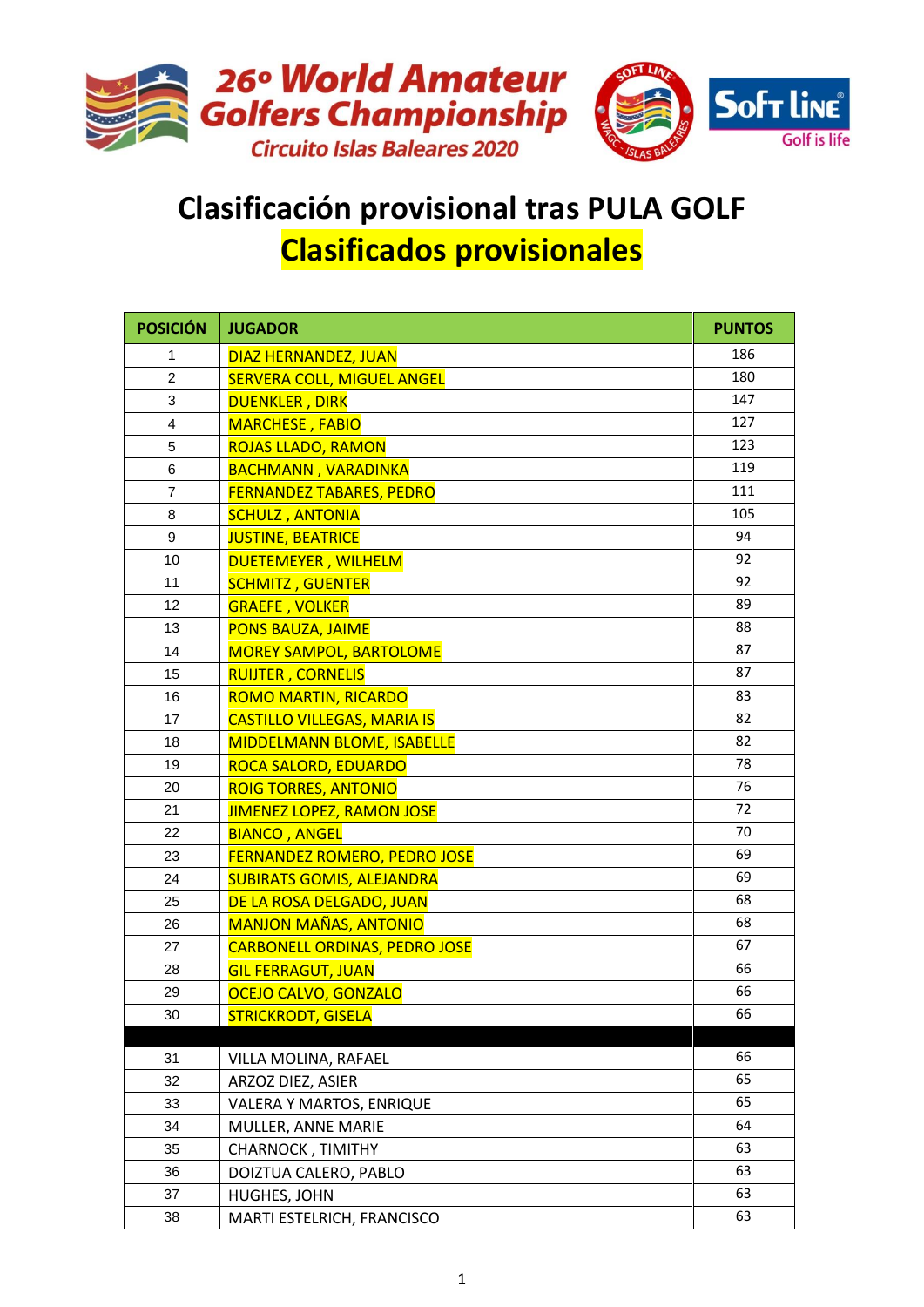26º World Amateur Golfers Championship
Circuito Islas Baleares 2020

SOFT LINE — Golf is life

# Clasificación provisional tras PULA GOLF

## Clasificados provisionales

| POSICIÓN | JUGADOR | PUNTOS |
|---|---|---|
| 1 | DIAZ HERNANDEZ, JUAN | 186 |
| 2 | SERVERA COLL, MIGUEL ANGEL | 180 |
| 3 | DUENKLER , DIRK | 147 |
| 4 | MARCHESE , FABIO | 127 |
| 5 | ROJAS LLADO, RAMON | 123 |
| 6 | BACHMANN , VARADINKA | 119 |
| 7 | FERNANDEZ TABARES, PEDRO | 111 |
| 8 | SCHULZ , ANTONIA | 105 |
| 9 | JUSTINE, BEATRICE | 94 |
| 10 | DUETEMEYER , WILHELM | 92 |
| 11 | SCHMITZ , GUENTER | 92 |
| 12 | GRAEFE , VOLKER | 89 |
| 13 | PONS BAUZA, JAIME | 88 |
| 14 | MOREY SAMPOL, BARTOLOME | 87 |
| 15 | RUIJTER , CORNELIS | 87 |
| 16 | ROMO MARTIN, RICARDO | 83 |
| 17 | CASTILLO VILLEGAS, MARIA IS | 82 |
| 18 | MIDDELMANN BLOME, ISABELLE | 82 |
| 19 | ROCA SALORD, EDUARDO | 78 |
| 20 | ROIG TORRES, ANTONIO | 76 |
| 21 | JIMENEZ LOPEZ, RAMON JOSE | 72 |
| 22 | BIANCO , ANGEL | 70 |
| 23 | FERNANDEZ ROMERO, PEDRO JOSE | 69 |
| 24 | SUBIRATS GOMIS, ALEJANDRA | 69 |
| 25 | DE LA ROSA DELGADO, JUAN | 68 |
| 26 | MANJON MAÑAS, ANTONIO | 68 |
| 27 | CARBONELL ORDINAS, PEDRO JOSE | 67 |
| 28 | GIL FERRAGUT, JUAN | 66 |
| 29 | OCEJO CALVO, GONZALO | 66 |
| 30 | STRICKRODT, GISELA | 66 |
| | | |
| 31 | VILLA MOLINA, RAFAEL | 66 |
| 32 | ARZOZ DIEZ, ASIER | 65 |
| 33 | VALERA Y MARTOS, ENRIQUE | 65 |
| 34 | MULLER, ANNE MARIE | 64 |
| 35 | CHARNOCK , TIMITHY | 63 |
| 36 | DOIZTUA CALERO, PABLO | 63 |
| 37 | HUGHES, JOHN | 63 |
| 38 | MARTI ESTELRICH, FRANCISCO | 63 |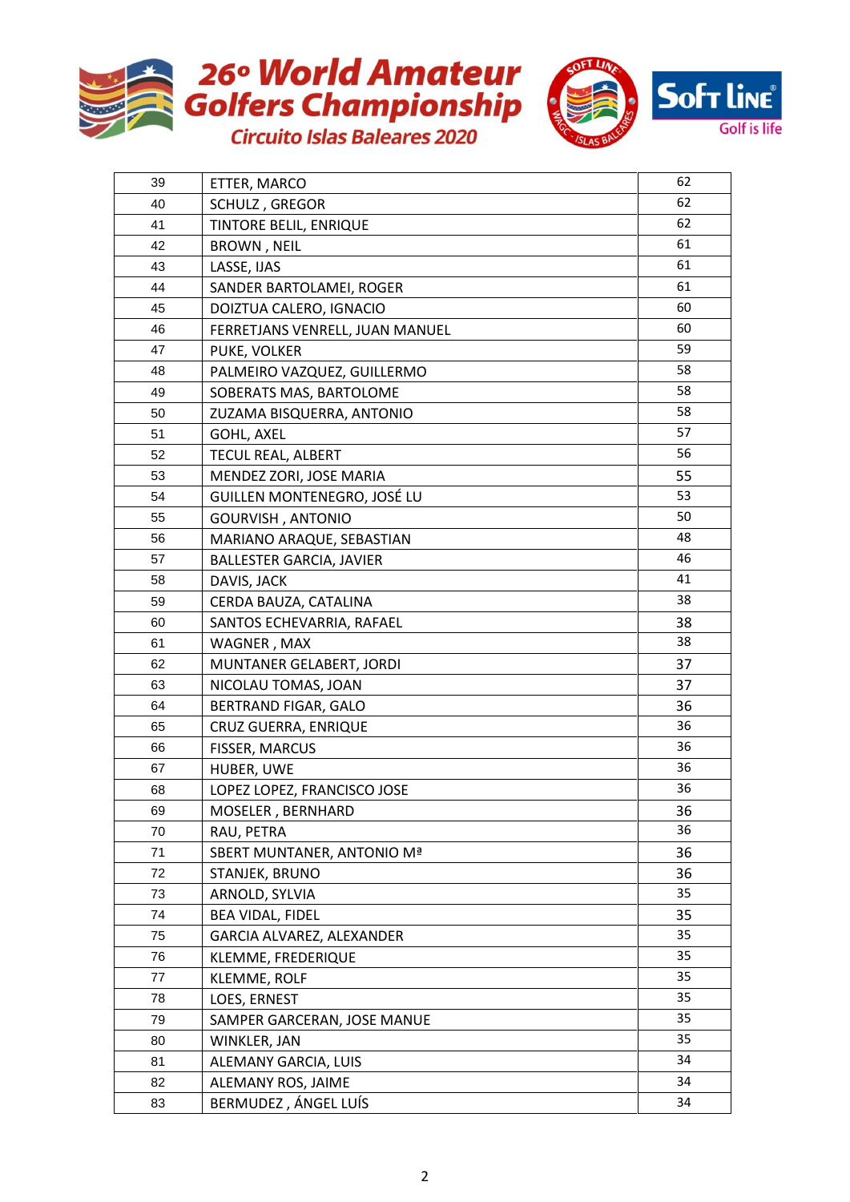# 26º World Amateur Golfers Championship

## Circuito Islas Baleares 2020

| | | |
|---|---|---|
| 39 | ETTER, MARCO | 62 |
| 40 | SCHULZ , GREGOR | 62 |
| 41 | TINTORE BELIL, ENRIQUE | 62 |
| 42 | BROWN , NEIL | 61 |
| 43 | LASSE, IJAS | 61 |
| 44 | SANDER BARTOLAMEI, ROGER | 61 |
| 45 | DOIZTUA CALERO, IGNACIO | 60 |
| 46 | FERRETJANS VENRELL, JUAN MANUEL | 60 |
| 47 | PUKE, VOLKER | 59 |
| 48 | PALMEIRO VAZQUEZ, GUILLERMO | 58 |
| 49 | SOBERATS MAS, BARTOLOME | 58 |
| 50 | ZUZAMA BISQUERRA, ANTONIO | 58 |
| 51 | GOHL, AXEL | 57 |
| 52 | TECUL REAL, ALBERT | 56 |
| 53 | MENDEZ ZORI, JOSE MARIA | 55 |
| 54 | GUILLEN MONTENEGRO, JOSÉ LU | 53 |
| 55 | GOURVISH , ANTONIO | 50 |
| 56 | MARIANO ARAQUE, SEBASTIAN | 48 |
| 57 | BALLESTER GARCIA, JAVIER | 46 |
| 58 | DAVIS, JACK | 41 |
| 59 | CERDA BAUZA, CATALINA | 38 |
| 60 | SANTOS ECHEVARRIA, RAFAEL | 38 |
| 61 | WAGNER , MAX | 38 |
| 62 | MUNTANER GELABERT, JORDI | 37 |
| 63 | NICOLAU TOMAS, JOAN | 37 |
| 64 | BERTRAND FIGAR, GALO | 36 |
| 65 | CRUZ GUERRA, ENRIQUE | 36 |
| 66 | FISSER, MARCUS | 36 |
| 67 | HUBER, UWE | 36 |
| 68 | LOPEZ LOPEZ, FRANCISCO JOSE | 36 |
| 69 | MOSELER , BERNHARD | 36 |
| 70 | RAU, PETRA | 36 |
| 71 | SBERT MUNTANER, ANTONIO Mª | 36 |
| 72 | STANJEK, BRUNO | 36 |
| 73 | ARNOLD, SYLVIA | 35 |
| 74 | BEA VIDAL, FIDEL | 35 |
| 75 | GARCIA ALVAREZ, ALEXANDER | 35 |
| 76 | KLEMME, FREDERIQUE | 35 |
| 77 | KLEMME, ROLF | 35 |
| 78 | LOES, ERNEST | 35 |
| 79 | SAMPER GARCERAN, JOSE MANUE | 35 |
| 80 | WINKLER, JAN | 35 |
| 81 | ALEMANY GARCIA, LUIS | 34 |
| 82 | ALEMANY ROS, JAIME | 34 |
| 83 | BERMUDEZ , ÁNGEL LUÍS | 34 |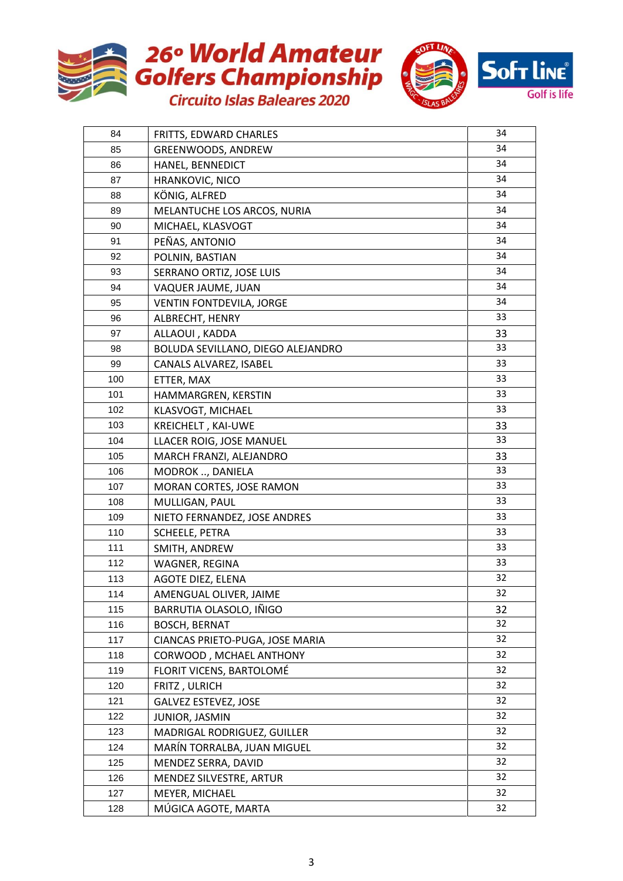# 26º World Amateur Golfers Championship

## Circuito Islas Baleares 2020

| | | |
|---|---|---|
| 84 | FRITTS, EDWARD CHARLES | 34 |
| 85 | GREENWOODS, ANDREW | 34 |
| 86 | HANEL, BENNEDICT | 34 |
| 87 | HRANKOVIC, NICO | 34 |
| 88 | KÖNIG, ALFRED | 34 |
| 89 | MELANTUCHE LOS ARCOS, NURIA | 34 |
| 90 | MICHAEL, KLASVOGT | 34 |
| 91 | PEÑAS, ANTONIO | 34 |
| 92 | POLNIN, BASTIAN | 34 |
| 93 | SERRANO ORTIZ, JOSE LUIS | 34 |
| 94 | VAQUER JAUME, JUAN | 34 |
| 95 | VENTIN FONTDEVILA, JORGE | 34 |
| 96 | ALBRECHT, HENRY | 33 |
| 97 | ALLAOUI , KADDA | 33 |
| 98 | BOLUDA SEVILLANO, DIEGO ALEJANDRO | 33 |
| 99 | CANALS ALVAREZ, ISABEL | 33 |
| 100 | ETTER, MAX | 33 |
| 101 | HAMMARGREN, KERSTIN | 33 |
| 102 | KLASVOGT, MICHAEL | 33 |
| 103 | KREICHELT , KAI-UWE | 33 |
| 104 | LLACER ROIG, JOSE MANUEL | 33 |
| 105 | MARCH FRANZI, ALEJANDRO | 33 |
| 106 | MODROK .., DANIELA | 33 |
| 107 | MORAN CORTES, JOSE RAMON | 33 |
| 108 | MULLIGAN, PAUL | 33 |
| 109 | NIETO FERNANDEZ, JOSE ANDRES | 33 |
| 110 | SCHEELE, PETRA | 33 |
| 111 | SMITH, ANDREW | 33 |
| 112 | WAGNER, REGINA | 33 |
| 113 | AGOTE DIEZ, ELENA | 32 |
| 114 | AMENGUAL OLIVER, JAIME | 32 |
| 115 | BARRUTIA OLASOLO, IÑIGO | 32 |
| 116 | BOSCH, BERNAT | 32 |
| 117 | CIANCAS PRIETO-PUGA, JOSE MARIA | 32 |
| 118 | CORWOOD , MCHAEL ANTHONY | 32 |
| 119 | FLORIT VICENS, BARTOLOMÉ | 32 |
| 120 | FRITZ , ULRICH | 32 |
| 121 | GALVEZ ESTEVEZ, JOSE | 32 |
| 122 | JUNIOR, JASMIN | 32 |
| 123 | MADRIGAL RODRIGUEZ, GUILLER | 32 |
| 124 | MARÍN TORRALBA, JUAN MIGUEL | 32 |
| 125 | MENDEZ SERRA, DAVID | 32 |
| 126 | MENDEZ SILVESTRE, ARTUR | 32 |
| 127 | MEYER, MICHAEL | 32 |
| 128 | MÚGICA AGOTE, MARTA | 32 |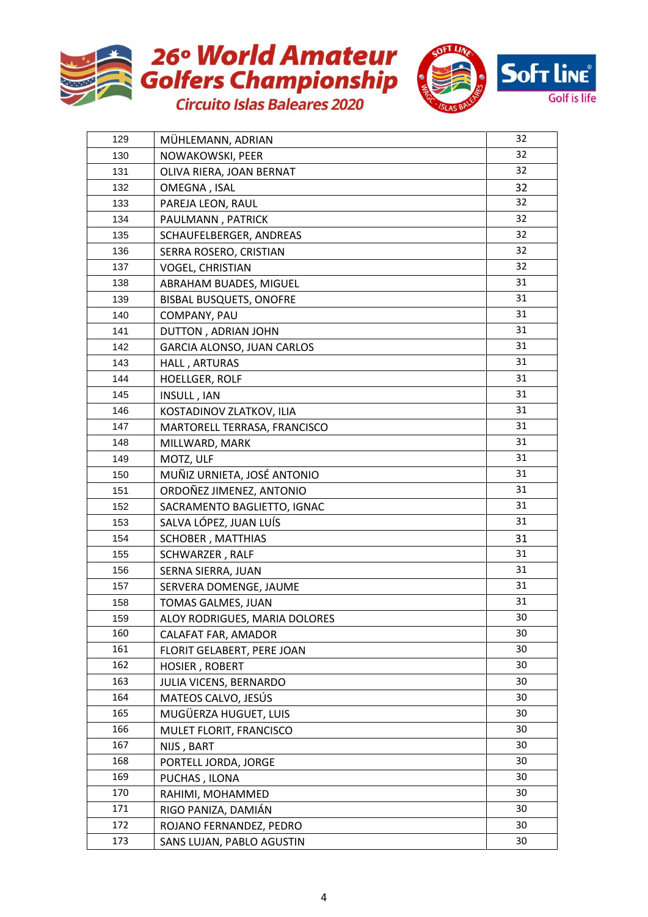# 26º World Amateur Golfers Championship

## Circuito Islas Baleares 2020

| | | |
|---|---|---|
| 129 | MÜHLEMANN, ADRIAN | 32 |
| 130 | NOWAKOWSKI, PEER | 32 |
| 131 | OLIVA RIERA, JOAN BERNAT | 32 |
| 132 | OMEGNA , ISAL | 32 |
| 133 | PAREJA LEON, RAUL | 32 |
| 134 | PAULMANN , PATRICK | 32 |
| 135 | SCHAUFELBERGER, ANDREAS | 32 |
| 136 | SERRA ROSERO, CRISTIAN | 32 |
| 137 | VOGEL, CHRISTIAN | 32 |
| 138 | ABRAHAM BUADES, MIGUEL | 31 |
| 139 | BISBAL BUSQUETS, ONOFRE | 31 |
| 140 | COMPANY, PAU | 31 |
| 141 | DUTTON , ADRIAN JOHN | 31 |
| 142 | GARCIA ALONSO, JUAN CARLOS | 31 |
| 143 | HALL , ARTURAS | 31 |
| 144 | HOELLGER, ROLF | 31 |
| 145 | INSULL , IAN | 31 |
| 146 | KOSTADINOV ZLATKOV, ILIA | 31 |
| 147 | MARTORELL TERRASA, FRANCISCO | 31 |
| 148 | MILLWARD, MARK | 31 |
| 149 | MOTZ, ULF | 31 |
| 150 | MUÑIZ URNIETA, JOSÉ ANTONIO | 31 |
| 151 | ORDOÑEZ JIMENEZ, ANTONIO | 31 |
| 152 | SACRAMENTO BAGLIETTO, IGNAC | 31 |
| 153 | SALVA LÓPEZ, JUAN LUÍS | 31 |
| 154 | SCHOBER , MATTHIAS | 31 |
| 155 | SCHWARZER , RALF | 31 |
| 156 | SERNA SIERRA, JUAN | 31 |
| 157 | SERVERA DOMENGE, JAUME | 31 |
| 158 | TOMAS GALMES, JUAN | 31 |
| 159 | ALOY RODRIGUES, MARIA DOLORES | 30 |
| 160 | CALAFAT FAR, AMADOR | 30 |
| 161 | FLORIT GELABERT, PERE JOAN | 30 |
| 162 | HOSIER , ROBERT | 30 |
| 163 | JULIA VICENS, BERNARDO | 30 |
| 164 | MATEOS CALVO, JESÚS | 30 |
| 165 | MUGÜERZA HUGUET, LUIS | 30 |
| 166 | MULET FLORIT, FRANCISCO | 30 |
| 167 | NIJS , BART | 30 |
| 168 | PORTELL JORDA, JORGE | 30 |
| 169 | PUCHAS , ILONA | 30 |
| 170 | RAHIMI, MOHAMMED | 30 |
| 171 | RIGO PANIZA, DAMIÁN | 30 |
| 172 | ROJANO FERNANDEZ, PEDRO | 30 |
| 173 | SANS LUJAN, PABLO AGUSTIN | 30 |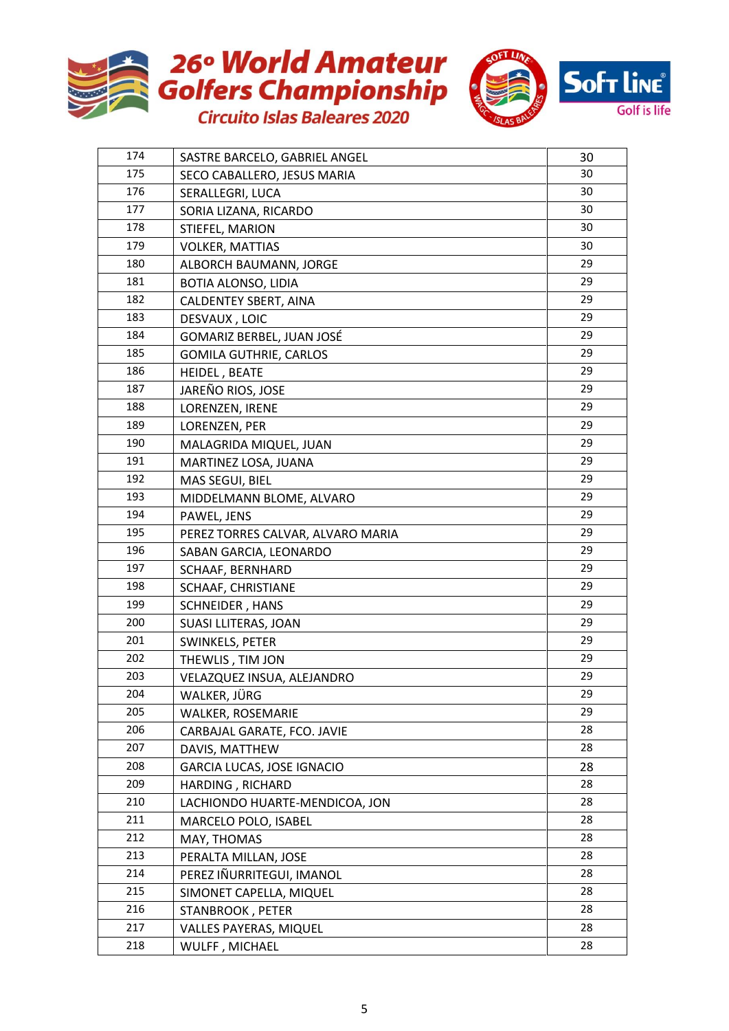# 26º World Amateur Golfers Championship

## Circuito Islas Baleares 2020

| | | |
|---|---|---|
| 174 | SASTRE BARCELO, GABRIEL ANGEL | 30 |
| 175 | SECO CABALLERO, JESUS MARIA | 30 |
| 176 | SERALLEGRI, LUCA | 30 |
| 177 | SORIA LIZANA, RICARDO | 30 |
| 178 | STIEFEL, MARION | 30 |
| 179 | VOLKER, MATTIAS | 30 |
| 180 | ALBORCH BAUMANN, JORGE | 29 |
| 181 | BOTIA ALONSO, LIDIA | 29 |
| 182 | CALDENTEY SBERT, AINA | 29 |
| 183 | DESVAUX , LOIC | 29 |
| 184 | GOMARIZ BERBEL, JUAN JOSÉ | 29 |
| 185 | GOMILA GUTHRIE, CARLOS | 29 |
| 186 | HEIDEL , BEATE | 29 |
| 187 | JAREÑO RIOS, JOSE | 29 |
| 188 | LORENZEN, IRENE | 29 |
| 189 | LORENZEN, PER | 29 |
| 190 | MALAGRIDA MIQUEL, JUAN | 29 |
| 191 | MARTINEZ LOSA, JUANA | 29 |
| 192 | MAS SEGUI, BIEL | 29 |
| 193 | MIDDELMANN BLOME, ALVARO | 29 |
| 194 | PAWEL, JENS | 29 |
| 195 | PEREZ TORRES CALVAR, ALVARO MARIA | 29 |
| 196 | SABAN GARCIA, LEONARDO | 29 |
| 197 | SCHAAF, BERNHARD | 29 |
| 198 | SCHAAF, CHRISTIANE | 29 |
| 199 | SCHNEIDER , HANS | 29 |
| 200 | SUASI LLITERAS, JOAN | 29 |
| 201 | SWINKELS, PETER | 29 |
| 202 | THEWLIS , TIM JON | 29 |
| 203 | VELAZQUEZ INSUA, ALEJANDRO | 29 |
| 204 | WALKER, JÜRG | 29 |
| 205 | WALKER, ROSEMARIE | 29 |
| 206 | CARBAJAL GARATE, FCO. JAVIE | 28 |
| 207 | DAVIS, MATTHEW | 28 |
| 208 | GARCIA LUCAS, JOSE IGNACIO | 28 |
| 209 | HARDING , RICHARD | 28 |
| 210 | LACHIONDO HUARTE-MENDICOA, JON | 28 |
| 211 | MARCELO POLO, ISABEL | 28 |
| 212 | MAY, THOMAS | 28 |
| 213 | PERALTA MILLAN, JOSE | 28 |
| 214 | PEREZ IÑURRITEGUI, IMANOL | 28 |
| 215 | SIMONET CAPELLA, MIQUEL | 28 |
| 216 | STANBROOK , PETER | 28 |
| 217 | VALLES PAYERAS, MIQUEL | 28 |
| 218 | WULFF , MICHAEL | 28 |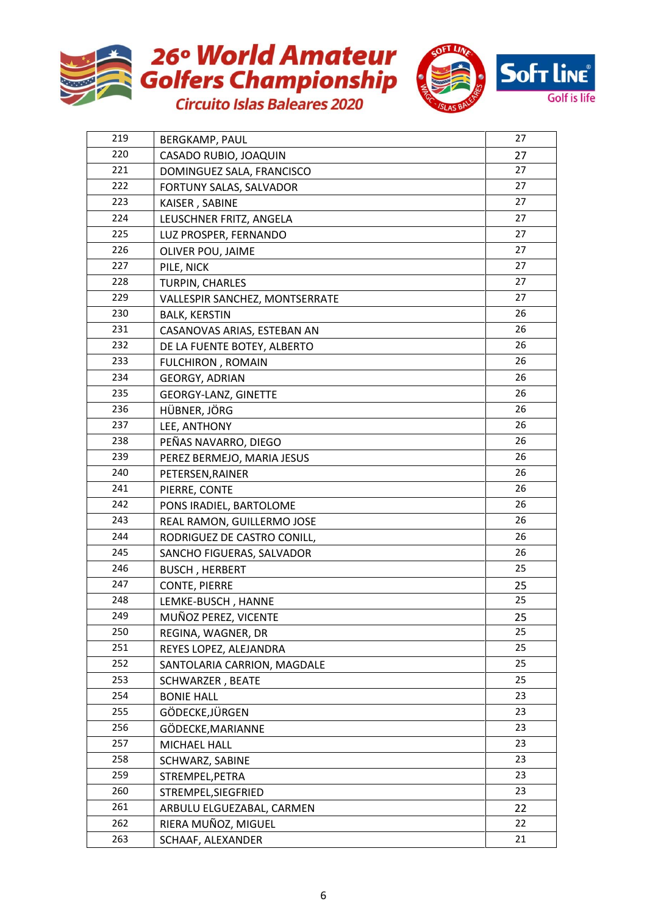# 26º World Amateur Golfers Championship

## Circuito Islas Baleares 2020

Soft Line Golf is life

| | | |
|---|---|---|
| 219 | BERGKAMP, PAUL | 27 |
| 220 | CASADO RUBIO, JOAQUIN | 27 |
| 221 | DOMINGUEZ SALA, FRANCISCO | 27 |
| 222 | FORTUNY SALAS, SALVADOR | 27 |
| 223 | KAISER , SABINE | 27 |
| 224 | LEUSCHNER FRITZ, ANGELA | 27 |
| 225 | LUZ PROSPER, FERNANDO | 27 |
| 226 | OLIVER POU, JAIME | 27 |
| 227 | PILE, NICK | 27 |
| 228 | TURPIN, CHARLES | 27 |
| 229 | VALLESPIR SANCHEZ, MONTSERRATE | 27 |
| 230 | BALK, KERSTIN | 26 |
| 231 | CASANOVAS ARIAS, ESTEBAN AN | 26 |
| 232 | DE LA FUENTE BOTEY, ALBERTO | 26 |
| 233 | FULCHIRON , ROMAIN | 26 |
| 234 | GEORGY, ADRIAN | 26 |
| 235 | GEORGY-LANZ, GINETTE | 26 |
| 236 | HÜBNER, JÖRG | 26 |
| 237 | LEE, ANTHONY | 26 |
| 238 | PEÑAS NAVARRO, DIEGO | 26 |
| 239 | PEREZ BERMEJO, MARIA JESUS | 26 |
| 240 | PETERSEN,RAINER | 26 |
| 241 | PIERRE, CONTE | 26 |
| 242 | PONS IRADIEL, BARTOLOME | 26 |
| 243 | REAL RAMON, GUILLERMO JOSE | 26 |
| 244 | RODRIGUEZ DE CASTRO CONILL, | 26 |
| 245 | SANCHO FIGUERAS, SALVADOR | 26 |
| 246 | BUSCH , HERBERT | 25 |
| 247 | CONTE, PIERRE | 25 |
| 248 | LEMKE-BUSCH , HANNE | 25 |
| 249 | MUÑOZ PEREZ, VICENTE | 25 |
| 250 | REGINA, WAGNER, DR | 25 |
| 251 | REYES LOPEZ, ALEJANDRA | 25 |
| 252 | SANTOLARIA CARRION, MAGDALE | 25 |
| 253 | SCHWARZER , BEATE | 25 |
| 254 | BONIE HALL | 23 |
| 255 | GÖDECKE,JÜRGEN | 23 |
| 256 | GÖDECKE,MARIANNE | 23 |
| 257 | MICHAEL HALL | 23 |
| 258 | SCHWARZ, SABINE | 23 |
| 259 | STREMPEL,PETRA | 23 |
| 260 | STREMPEL,SIEGFRIED | 23 |
| 261 | ARBULU ELGUEZABAL, CARMEN | 22 |
| 262 | RIERA MUÑOZ, MIGUEL | 22 |
| 263 | SCHAAF, ALEXANDER | 21 |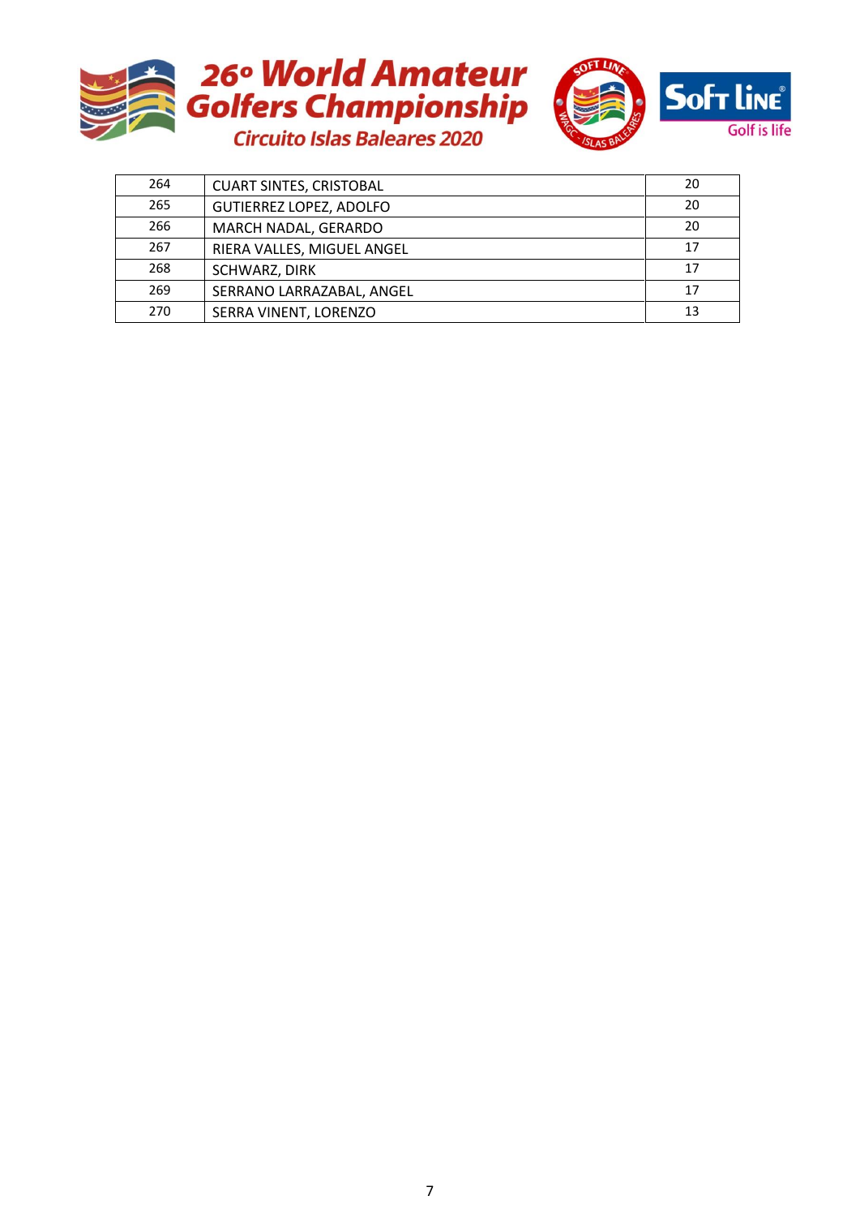| | | |
|---|---|---|
| 264 | CUART SINTES, CRISTOBAL | 20 |
| 265 | GUTIERREZ LOPEZ, ADOLFO | 20 |
| 266 | MARCH NADAL, GERARDO | 20 |
| 267 | RIERA VALLES, MIGUEL ANGEL | 17 |
| 268 | SCHWARZ, DIRK | 17 |
| 269 | SERRANO LARRAZABAL, ANGEL | 17 |
| 270 | SERRA VINENT, LORENZO | 13 |